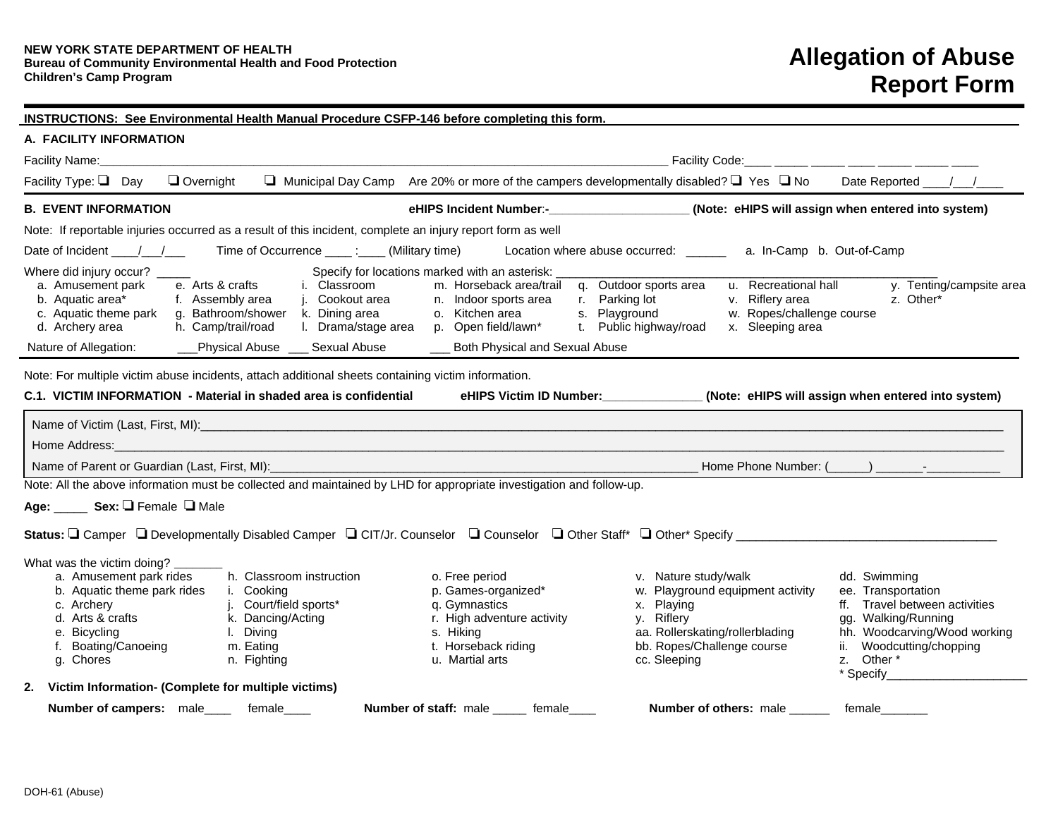**NEW YORK STATE DEPARTMENT OF HEALTH**
**Bureau of Community Environmental Health and Food Protection**
**Children's Camp Program**

# Allegation of Abuse Report Form

**INSTRUCTIONS: See Environmental Health Manual Procedure CSFP-146 before completing this form.**

## A. FACILITY INFORMATION

Facility Name:_______________________________________________ Facility Code:____ _____ _____ ____ _____ _____ ____

Facility Type: ❑ Day ❑ Overnight ❑ Municipal Day Camp Are 20% or more of the campers developmentally disabled? ❑ Yes ❑ No Date Reported ____/___/____

## B. EVENT INFORMATION

**eHIPS Incident Number:-____________________ (Note: eHIPS will assign when entered into system)**

Note: If reportable injuries occurred as a result of this incident, complete an injury report form as well

Date of Incident ____/___/___ Time of Occurrence ____ :____ (Military time) Location where abuse occurred: ______ a. In-Camp b. Out-of-Camp

Where did injury occur? _____ Specify for locations marked with an asterisk: ____________________________________________

- a. Amusement park
- b. Aquatic area*
- c. Aquatic theme park
- d. Archery area
- e. Arts & crafts
- f. Assembly area
- g. Bathroom/shower
- h. Camp/trail/road
- i. Classroom
- j. Cookout area
- k. Dining area
- l. Drama/stage area
- m. Horseback area/trail
- n. Indoor sports area
- o. Kitchen area
- p. Open field/lawn*
- q. Outdoor sports area
- r. Parking lot
- s. Playground
- t. Public highway/road
- u. Recreational hall
- v. Riflery area
- w. Ropes/challenge course
- x. Sleeping area
- y. Tenting/campsite area
- z. Other*

Nature of Allegation: ___Physical Abuse ___ Sexual Abuse ___ Both Physical and Sexual Abuse

Note: For multiple victim abuse incidents, attach additional sheets containing victim information.

## C.1. VICTIM INFORMATION - Material in shaded area is confidential

**eHIPS Victim ID Number:______________ (Note: eHIPS will assign when entered into system)**

Name of Victim (Last, First, MI):_______________________________________________

Home Address:_______________________________________________

Name of Parent or Guardian (Last, First, MI):_______________________________ Home Phone Number: (_____) _______-__________

Note: All the above information must be collected and maintained by LHD for appropriate investigation and follow-up.

**Age:** _____ **Sex:** ❑ Female ❑ Male

**Status:** ❑ Camper ❑ Developmentally Disabled Camper ❑ CIT/Jr. Counselor ❑ Counselor ❑ Other Staff* ❑ Other* Specify ______________________________

What was the victim doing? _______

- a. Amusement park rides
- b. Aquatic theme park rides
- c. Archery
- d. Arts & crafts
- e. Bicycling
- f. Boating/Canoeing
- g. Chores
- h. Classroom instruction
- i. Cooking
- j. Court/field sports*
- k. Dancing/Acting
- l. Diving
- m. Eating
- n. Fighting
- o. Free period
- p. Games-organized*
- q. Gymnastics
- r. High adventure activity
- s. Hiking
- t. Horseback riding
- u. Martial arts
- v. Nature study/walk
- w. Playground equipment activity
- x. Playing
- y. Riflery
- aa. Rollerskating/rollerblading
- bb. Ropes/Challenge course
- cc. Sleeping
- dd. Swimming
- ee. Transportation
- ff. Travel between activities
- gg. Walking/Running
- hh. Woodcarving/Wood working
- ii. Woodcutting/chopping
- z. Other *

\* Specify_____________________

## 2. Victim Information- (Complete for multiple victims)

**Number of campers:** male____ female____ **Number of staff:** male _____ female____ **Number of others:** male ______ female_______

DOH-61 (Abuse)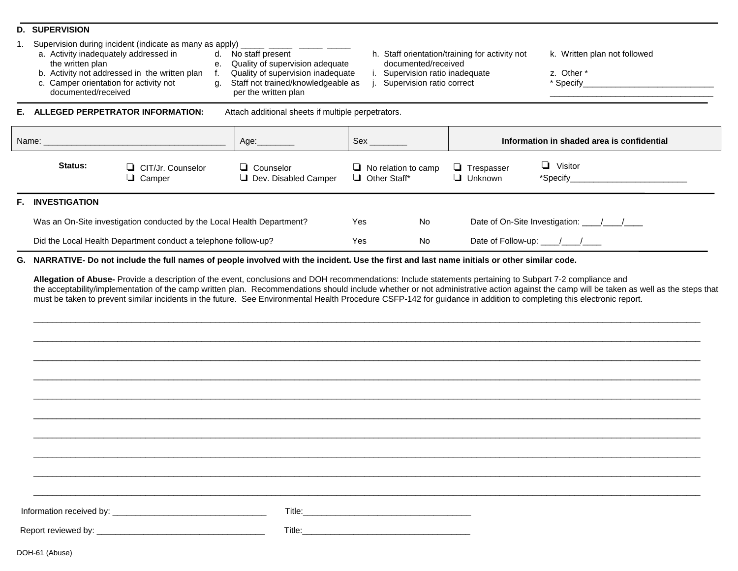## D. SUPERVISION

1. Supervision during incident (indicate as many as apply) _____ _____ _____ _____

   a. Activity inadequately addressed in the written plan
   b. Activity not addressed in the written plan
   c. Camper orientation for activity not documented/received
   d. No staff present
   e. Quality of supervision adequate
   f. Quality of supervision inadequate
   g. Staff not trained/knowledgeable as per the written plan
   h. Staff orientation/training for activity not documented/received
   i. Supervision ratio inadequate
   j. Supervision ratio correct
   k. Written plan not followed
   z. Other *

   \* Specify______________________________
   ___________________________________

## E. ALLEGED PERPETRATOR INFORMATION: Attach additional sheets if multiple perpetrators.

| | | | |
|---|---|---|---|
| Name: ______________________________________ | Age:________ | Sex ________ | **Information in shaded area is confidential** |

**Status:**

- ❑ CIT/Jr. Counselor
- ❑ Camper
- ❑ Counselor
- ❑ Dev. Disabled Camper
- ❑ No relation to camp
- ❑ Other Staff*
- ❑ Trespasser
- ❑ Unknown
- ❑ Visitor

*Specify_________________________

## F. INVESTIGATION

Was an On-Site investigation conducted by the Local Health Department? Yes No Date of On-Site Investigation: ____/____/____

Did the Local Health Department conduct a telephone follow-up? Yes No Date of Follow-up: ____/____/____

## G. NARRATIVE- Do not include the full names of people involved with the incident. Use the first and last name initials or other similar code.

**Allegation of Abuse-** Provide a description of the event, conclusions and DOH recommendations: Include statements pertaining to Subpart 7-2 compliance and the acceptability/implementation of the camp written plan. Recommendations should include whether or not administrative action against the camp will be taken as well as the steps that must be taken to prevent similar incidents in the future. See Environmental Health Procedure CSFP-142 for guidance in addition to completing this electronic report.

__________________________________________________________________________________________

__________________________________________________________________________________________

__________________________________________________________________________________________

__________________________________________________________________________________________

__________________________________________________________________________________________

__________________________________________________________________________________________

__________________________________________________________________________________________

__________________________________________________________________________________________

__________________________________________________________________________________________

__________________________________________________________________________________________

Information received by: _________________________________ Title:___________________________________

Report reviewed by: ____________________________________ Title:____________________________________

DOH-61 (Abuse)